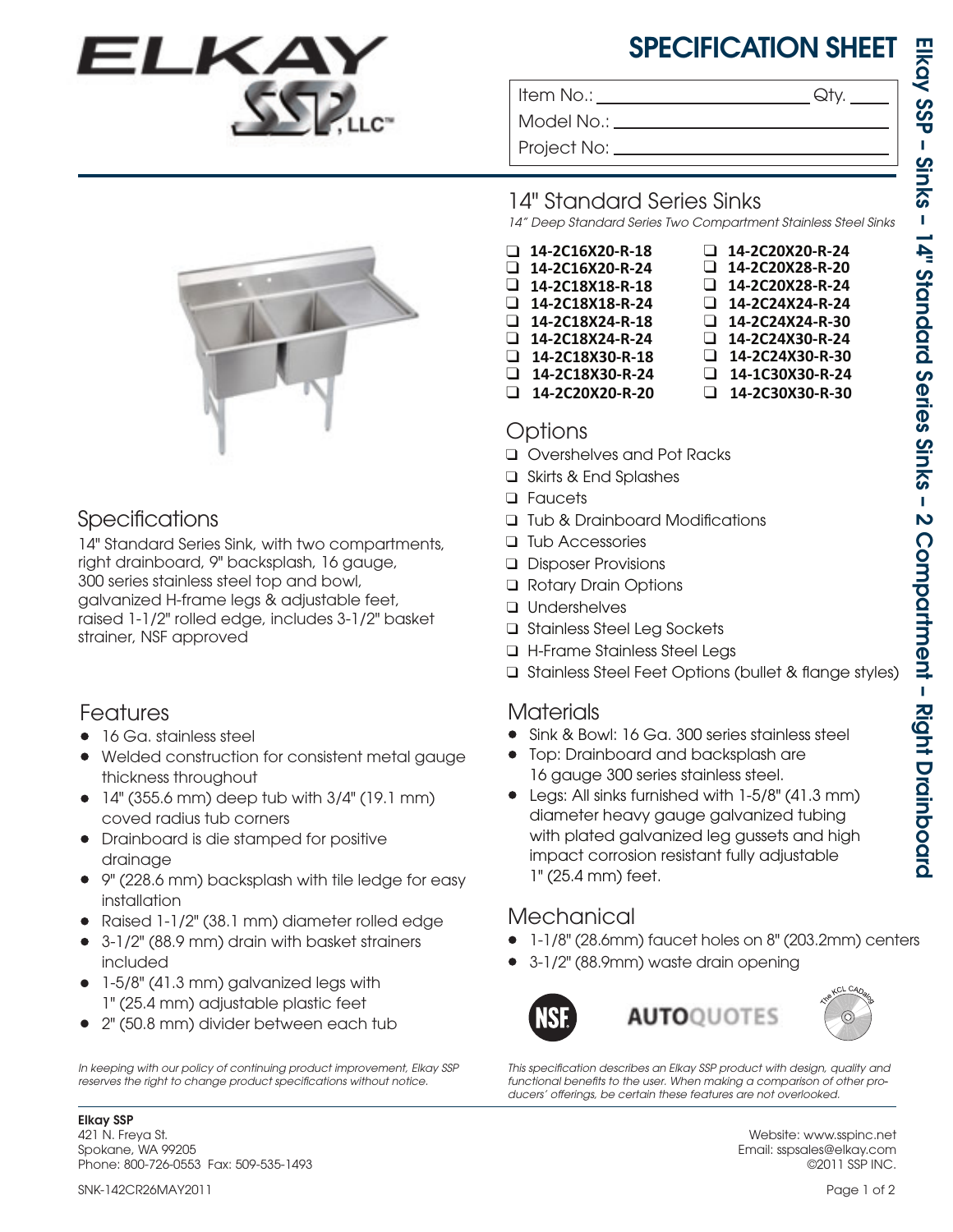# SPECIFICATION SHEET

Item No.: ____________________ Qty. ____

Model No.: ____________________

Project No: ____________________

Elkay SSP – Sinks – 14" Standard Series Sinks – 2 Compartment – Right Drainboard

## 14" Standard Series Sinks

*14" Deep Standard Series Two Compartment Stainless Steel Sinks*

- ❑ **14-2C16X20-R-18**
- ❑ **14-2C16X20-R-24**
- ❑ **14-2C18X18-R-18**
- ❑ **14-2C18X18-R-24**
- ❑ **14-2C18X24-R-18**
- ❑ **14-2C18X24-R-24**
- ❑ **14-2C18X30-R-18**
- ❑ **14-2C18X30-R-24**
- ❑ **14-2C20X20-R-20**
- ❑ **14-2C20X20-R-24**
- ❑ **14-2C20X28-R-20**
- ❑ **14-2C20X28-R-24**
- ❑ **14-2C24X24-R-24**
- ❑ **14-2C24X24-R-30**
- ❑ **14-2C24X30-R-24**
- ❑ **14-2C24X30-R-30**
- ❑ **14-1C30X30-R-24**
- ❑ **14-2C30X30-R-30**

## Specifications

14" Standard Series Sink, with two compartments, right drainboard, 9" backsplash, 16 gauge, 300 series stainless steel top and bowl, galvanized H-frame legs & adjustable feet, raised 1-1/2" rolled edge, includes 3-1/2" basket strainer, NSF approved

## Features

- 16 Ga. stainless steel
- Welded construction for consistent metal gauge thickness throughout
- 14" (355.6 mm) deep tub with 3/4" (19.1 mm) coved radius tub corners
- Drainboard is die stamped for positive drainage
- 9" (228.6 mm) backsplash with tile ledge for easy installation
- Raised 1-1/2" (38.1 mm) diameter rolled edge
- 3-1/2" (88.9 mm) drain with basket strainers included
- 1-5/8" (41.3 mm) galvanized legs with 1" (25.4 mm) adjustable plastic feet
- 2" (50.8 mm) divider between each tub

*In keeping with our policy of continuing product improvement, Elkay SSP reserves the right to change product specifications without notice.*

## Options

- ❑ Overshelves and Pot Racks
- ❑ Skirts & End Splashes
- ❑ Faucets
- ❑ Tub & Drainboard Modifications
- ❑ Tub Accessories
- ❑ Disposer Provisions
- ❑ Rotary Drain Options
- ❑ Undershelves
- ❑ Stainless Steel Leg Sockets
- ❑ H-Frame Stainless Steel Legs
- ❑ Stainless Steel Feet Options (bullet & flange styles)

## Materials

- Sink & Bowl: 16 Ga. 300 series stainless steel
- Top: Drainboard and backsplash are 16 gauge 300 series stainless steel.
- Legs: All sinks furnished with 1-5/8" (41.3 mm) diameter heavy gauge galvanized tubing with plated galvanized leg gussets and high impact corrosion resistant fully adjustable 1" (25.4 mm) feet.

## Mechanical

- 1-1/8" (28.6mm) faucet holes on 8" (203.2mm) centers
- 3-1/2" (88.9mm) waste drain opening

NSF  AUTOQUOTES  The KCL CADalog

*This specification describes an Elkay SSP product with design, quality and functional benefits to the user. When making a comparison of other producers' offerings, be certain these features are not overlooked.*

**Elkay SSP**
421 N. Freya St.
Spokane, WA 99205
Phone: 800-726-0553 Fax: 509-535-1493

Website: www.sspinc.net
Email: sspsales@elkay.com
©2011 SSP INC.

SNK-142CR26MAY2011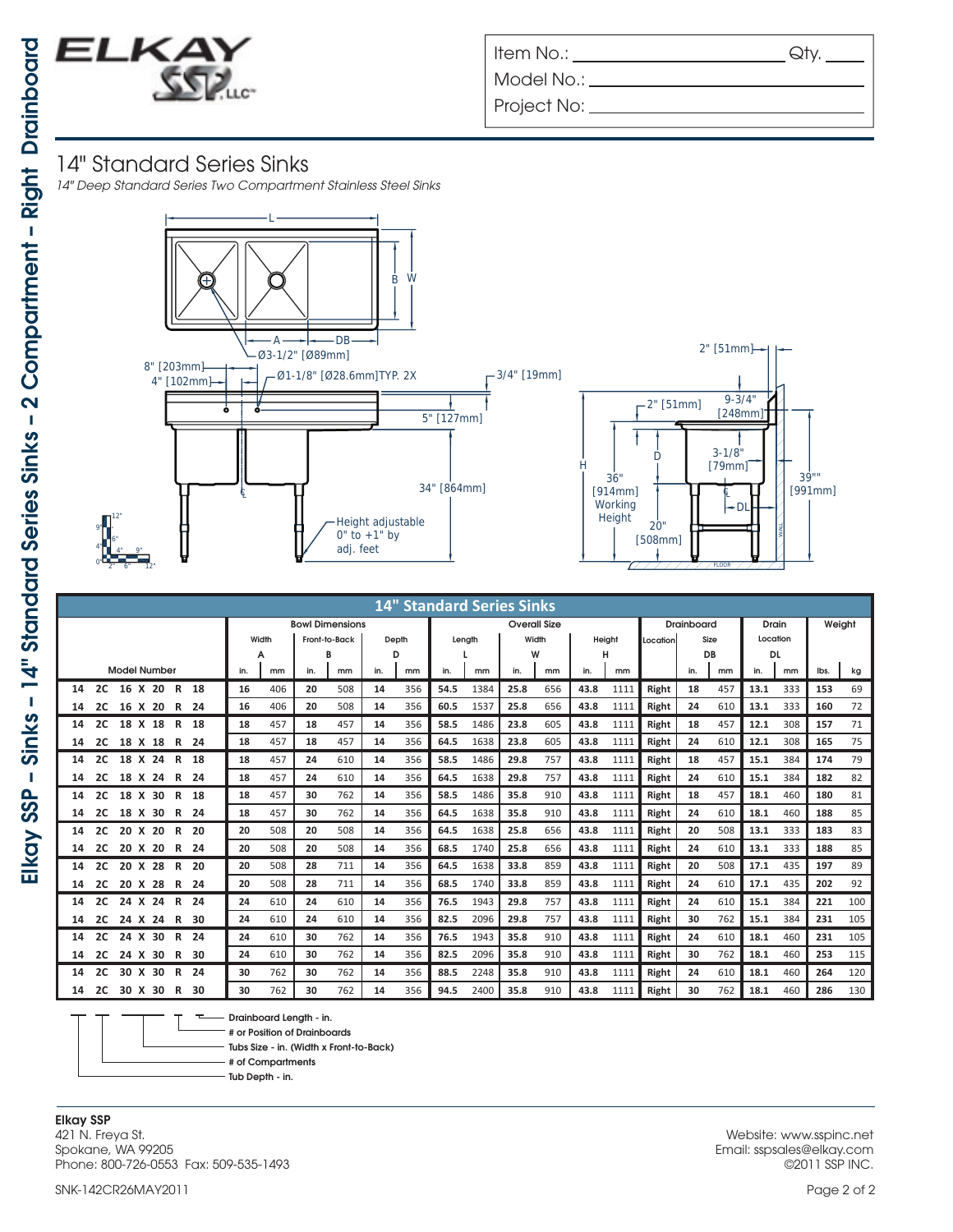Elkay SSP – Sinks – 14" Standard Series Sinks – 2 Compartment – Right Drainboard

ELKAY SSP, LLC

Item No.: ______________ Qty. ____

Model No.: ______________

Project No: ______________

# 14" Standard Series Sinks

*14" Deep Standard Series Two Compartment Stainless Steel Sinks*

L

B W

A DB

Ø3-1/2" [Ø89mm]

8" [203mm]

4" [102mm]

Ø1-1/8" [Ø28.6mm]TYP. 2X

3/4" [19mm]

5" [127mm]

34" [864mm]

Height adjustable 0" to +1" by adj. feet

2" [51mm]

2" [51mm]

9-3/4" [248mm]

3-1/8" [79mm]

D

H

36" [914mm] Working Height

20" [508mm]

DL

39"" [991mm]

WALL

FLOOR

| | | | | | | | | | | | | | | | | | | | |
|---|---|---|---|---|---|---|---|---|---|---|---|---|---|---|---|---|---|---|---|
| **14" Standard Series Sinks** | | | | | | | | | | | | | | | | | | | |
| | Bowl Dimensions | | | | | | Overall Size | | | | | | Drainboard | | | Drain | | Weight | |
| | Width | | Front-to-Back | | Depth | | Length | | Width | | Height | | Location | Size | | Location | | | |
| | A | | B | | D | | L | | W | | H | | | DB | | DL | | | |
| Model Number | in. | mm | in. | mm | in. | mm | in. | mm | in. | mm | in. | mm | | in. | mm | in. | mm | lbs. | kg |
| 14 2C 16 X 20 R 18 | 16 | 406 | 20 | 508 | 14 | 356 | 54.5 | 1384 | 25.8 | 656 | 43.8 | 1111 | Right | 18 | 457 | 13.1 | 333 | 153 | 69 |
| 14 2C 16 X 20 R 24 | 16 | 406 | 20 | 508 | 14 | 356 | 60.5 | 1537 | 25.8 | 656 | 43.8 | 1111 | Right | 24 | 610 | 13.1 | 333 | 160 | 72 |
| 14 2C 18 X 18 R 18 | 18 | 457 | 18 | 457 | 14 | 356 | 58.5 | 1486 | 23.8 | 605 | 43.8 | 1111 | Right | 18 | 457 | 12.1 | 308 | 157 | 71 |
| 14 2C 18 X 18 R 24 | 18 | 457 | 18 | 457 | 14 | 356 | 64.5 | 1638 | 23.8 | 605 | 43.8 | 1111 | Right | 24 | 610 | 12.1 | 308 | 165 | 75 |
| 14 2C 18 X 24 R 18 | 18 | 457 | 24 | 610 | 14 | 356 | 58.5 | 1486 | 29.8 | 757 | 43.8 | 1111 | Right | 18 | 457 | 15.1 | 384 | 174 | 79 |
| 14 2C 18 X 24 R 24 | 18 | 457 | 24 | 610 | 14 | 356 | 64.5 | 1638 | 29.8 | 757 | 43.8 | 1111 | Right | 24 | 610 | 15.1 | 384 | 182 | 82 |
| 14 2C 18 X 30 R 18 | 18 | 457 | 30 | 762 | 14 | 356 | 58.5 | 1486 | 35.8 | 910 | 43.8 | 1111 | Right | 18 | 457 | 18.1 | 460 | 180 | 81 |
| 14 2C 18 X 30 R 24 | 18 | 457 | 30 | 762 | 14 | 356 | 64.5 | 1638 | 35.8 | 910 | 43.8 | 1111 | Right | 24 | 610 | 18.1 | 460 | 188 | 85 |
| 14 2C 20 X 20 R 20 | 20 | 508 | 20 | 508 | 14 | 356 | 64.5 | 1638 | 25.8 | 656 | 43.8 | 1111 | Right | 20 | 508 | 13.1 | 333 | 183 | 83 |
| 14 2C 20 X 20 R 24 | 20 | 508 | 20 | 508 | 14 | 356 | 68.5 | 1740 | 25.8 | 656 | 43.8 | 1111 | Right | 24 | 610 | 13.1 | 333 | 188 | 85 |
| 14 2C 20 X 28 R 20 | 20 | 508 | 28 | 711 | 14 | 356 | 64.5 | 1638 | 33.8 | 859 | 43.8 | 1111 | Right | 20 | 508 | 17.1 | 435 | 197 | 89 |
| 14 2C 20 X 28 R 24 | 20 | 508 | 28 | 711 | 14 | 356 | 68.5 | 1740 | 33.8 | 859 | 43.8 | 1111 | Right | 24 | 610 | 17.1 | 435 | 202 | 92 |
| 14 2C 24 X 24 R 24 | 24 | 610 | 24 | 610 | 14 | 356 | 76.5 | 1943 | 29.8 | 757 | 43.8 | 1111 | Right | 24 | 610 | 15.1 | 384 | 221 | 100 |
| 14 2C 24 X 24 R 30 | 24 | 610 | 24 | 610 | 14 | 356 | 82.5 | 2096 | 29.8 | 757 | 43.8 | 1111 | Right | 30 | 762 | 15.1 | 384 | 231 | 105 |
| 14 2C 24 X 30 R 24 | 24 | 610 | 30 | 762 | 14 | 356 | 76.5 | 1943 | 35.8 | 910 | 43.8 | 1111 | Right | 24 | 610 | 18.1 | 460 | 231 | 105 |
| 14 2C 24 X 30 R 30 | 24 | 610 | 30 | 762 | 14 | 356 | 82.5 | 2096 | 35.8 | 910 | 43.8 | 1111 | Right | 30 | 762 | 18.1 | 460 | 253 | 115 |
| 14 2C 30 X 30 R 24 | 30 | 762 | 30 | 762 | 14 | 356 | 88.5 | 2248 | 35.8 | 910 | 43.8 | 1111 | Right | 24 | 610 | 18.1 | 460 | 264 | 120 |
| 14 2C 30 X 30 R 30 | 30 | 762 | 30 | 762 | 14 | 356 | 94.5 | 2400 | 35.8 | 910 | 43.8 | 1111 | Right | 30 | 762 | 18.1 | 460 | 286 | 130 |

- Drainboard Length - in.
- # or Position of Drainboards
- Tubs Size - in. (Width x Front-to-Back)
- # of Compartments
- Tub Depth - in.

**Elkay SSP**
421 N. Freya St.
Spokane, WA 99205
Phone: 800-726-0553 Fax: 509-535-1493

Website: www.sspinc.net
Email: sspsales@elkay.com
©2011 SSP INC.

SNK-142CR26MAY2011